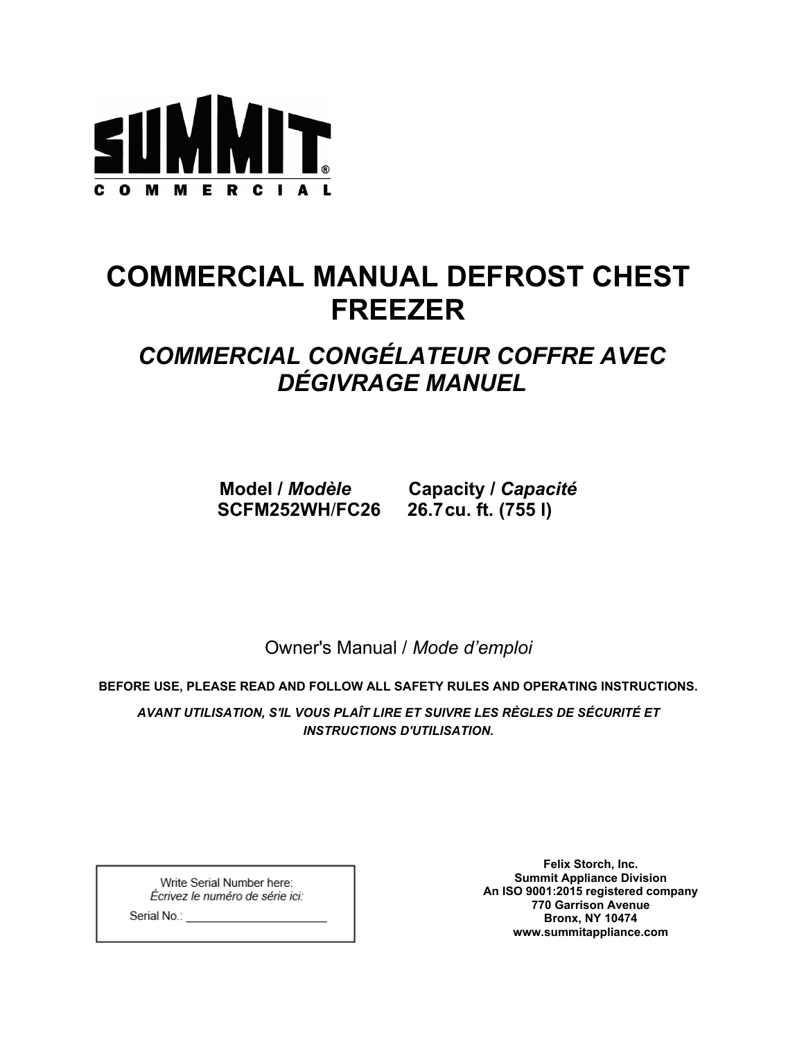SUMMIT®
COMMERCIAL

# COMMERCIAL MANUAL DEFROST CHEST FREEZER

## *COMMERCIAL CONGÉLATEUR COFFRE AVEC DÉGIVRAGE MANUEL*

| **Model /** ***Modèle*** | **Capacity /** ***Capacité*** |
| --- | --- |
| **SCFM252WH/FC26** | **26.7 cu. ft. (755 l)** |

Owner's Manual / *Mode d'emploi*

**BEFORE USE, PLEASE READ AND FOLLOW ALL SAFETY RULES AND OPERATING INSTRUCTIONS.**

***AVANT UTILISATION, S'IL VOUS PLAÎT LIRE ET SUIVRE LES RÈGLES DE SÉCURITÉ ET INSTRUCTIONS D'UTILISATION.***

Write Serial Number here:
*Écrivez le numéro de série ici:*

Serial No.: ____________________

**Felix Storch, Inc.**
**Summit Appliance Division**
**An ISO 9001:2015 registered company**
**770 Garrison Avenue**
**Bronx, NY 10474**
**www.summitappliance.com**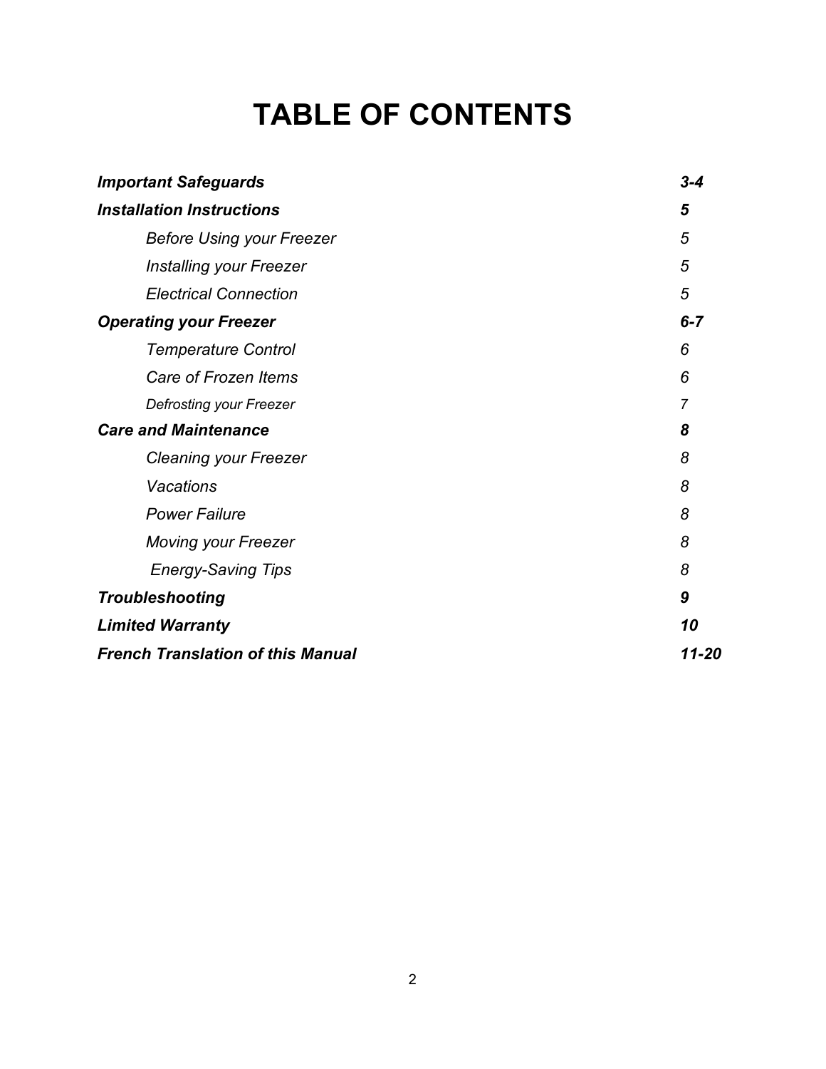# TABLE OF CONTENTS

| | |
|---|---|
| ***Important Safeguards*** | ***3-4*** |
| ***Installation Instructions*** | ***5*** |
| *Before Using your Freezer* | *5* |
| *Installing your Freezer* | *5* |
| *Electrical Connection* | *5* |
| ***Operating your Freezer*** | ***6-7*** |
| *Temperature Control* | *6* |
| *Care of Frozen Items* | *6* |
| *Defrosting your Freezer* | *7* |
| ***Care and Maintenance*** | ***8*** |
| *Cleaning your Freezer* | *8* |
| *Vacations* | *8* |
| *Power Failure* | *8* |
| *Moving your Freezer* | *8* |
| *Energy-Saving Tips* | *8* |
| ***Troubleshooting*** | ***9*** |
| ***Limited Warranty*** | ***10*** |
| ***French Translation of this Manual*** | ***11-20*** |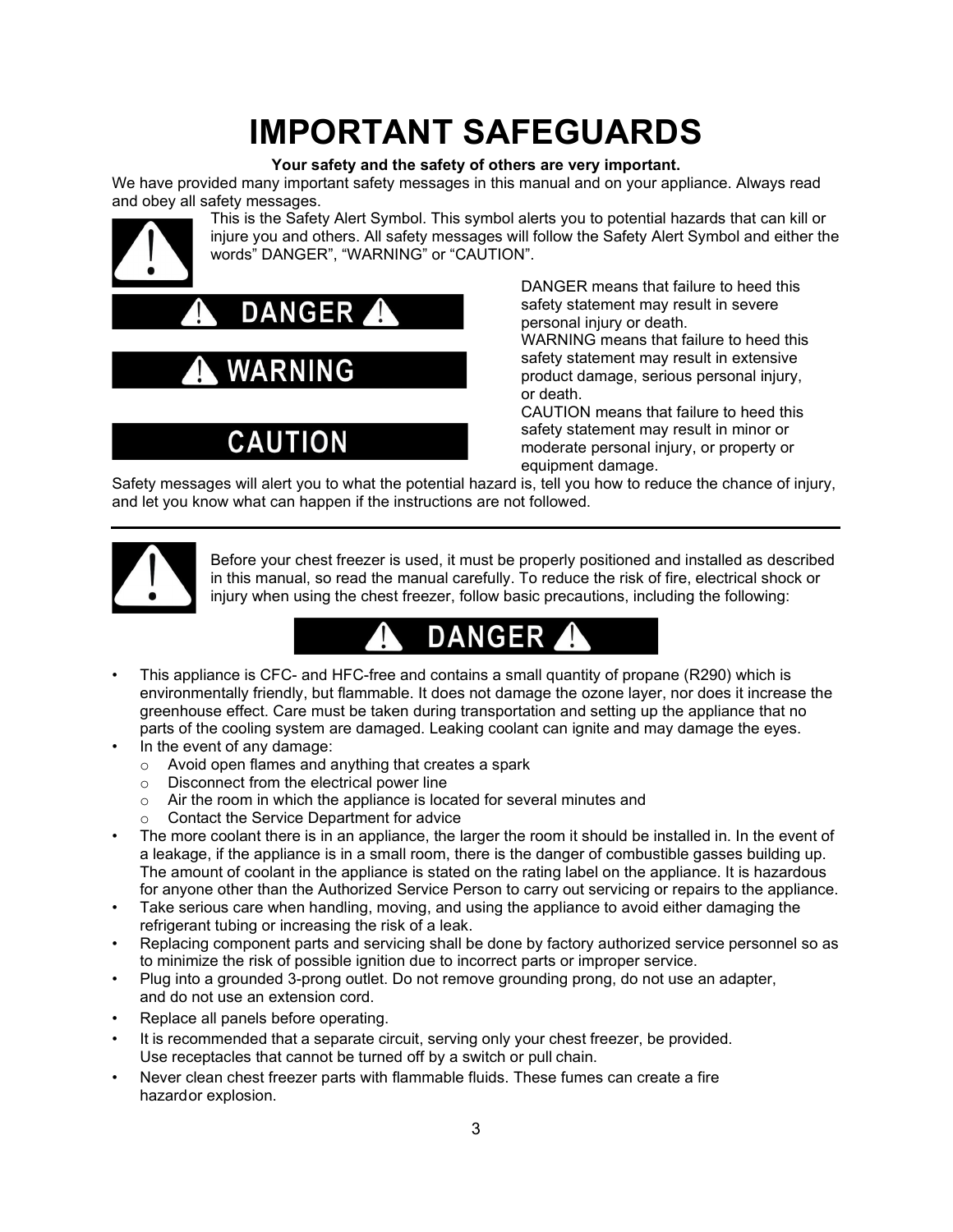# IMPORTANT SAFEGUARDS

**Your safety and the safety of others are very important.**

We have provided many important safety messages in this manual and on your appliance. Always read and obey all safety messages.

This is the Safety Alert Symbol. This symbol alerts you to potential hazards that can kill or injure you and others. All safety messages will follow the Safety Alert Symbol and either the words" DANGER", "WARNING" or "CAUTION".

**DANGER**

**WARNING**

**CAUTION**

DANGER means that failure to heed this safety statement may result in severe personal injury or death.

WARNING means that failure to heed this safety statement may result in extensive product damage, serious personal injury, or death.

CAUTION means that failure to heed this safety statement may result in minor or moderate personal injury, or property or equipment damage.

Safety messages will alert you to what the potential hazard is, tell you how to reduce the chance of injury, and let you know what can happen if the instructions are not followed.

---

Before your chest freezer is used, it must be properly positioned and installed as described in this manual, so read the manual carefully. To reduce the risk of fire, electrical shock or injury when using the chest freezer, follow basic precautions, including the following:

**DANGER**

- This appliance is CFC- and HFC-free and contains a small quantity of propane (R290) which is environmentally friendly, but flammable. It does not damage the ozone layer, nor does it increase the greenhouse effect. Care must be taken during transportation and setting up the appliance that no parts of the cooling system are damaged. Leaking coolant can ignite and may damage the eyes.
- In the event of any damage:
  - Avoid open flames and anything that creates a spark
  - Disconnect from the electrical power line
  - Air the room in which the appliance is located for several minutes and
  - Contact the Service Department for advice
- The more coolant there is in an appliance, the larger the room it should be installed in. In the event of a leakage, if the appliance is in a small room, there is the danger of combustible gasses building up. The amount of coolant in the appliance is stated on the rating label on the appliance. It is hazardous for anyone other than the Authorized Service Person to carry out servicing or repairs to the appliance.
- Take serious care when handling, moving, and using the appliance to avoid either damaging the refrigerant tubing or increasing the risk of a leak.
- Replacing component parts and servicing shall be done by factory authorized service personnel so as to minimize the risk of possible ignition due to incorrect parts or improper service.
- Plug into a grounded 3-prong outlet. Do not remove grounding prong, do not use an adapter, and do not use an extension cord.
- Replace all panels before operating.
- It is recommended that a separate circuit, serving only your chest freezer, be provided. Use receptacles that cannot be turned off by a switch or pull chain.
- Never clean chest freezer parts with flammable fluids. These fumes can create a fire hazardor explosion.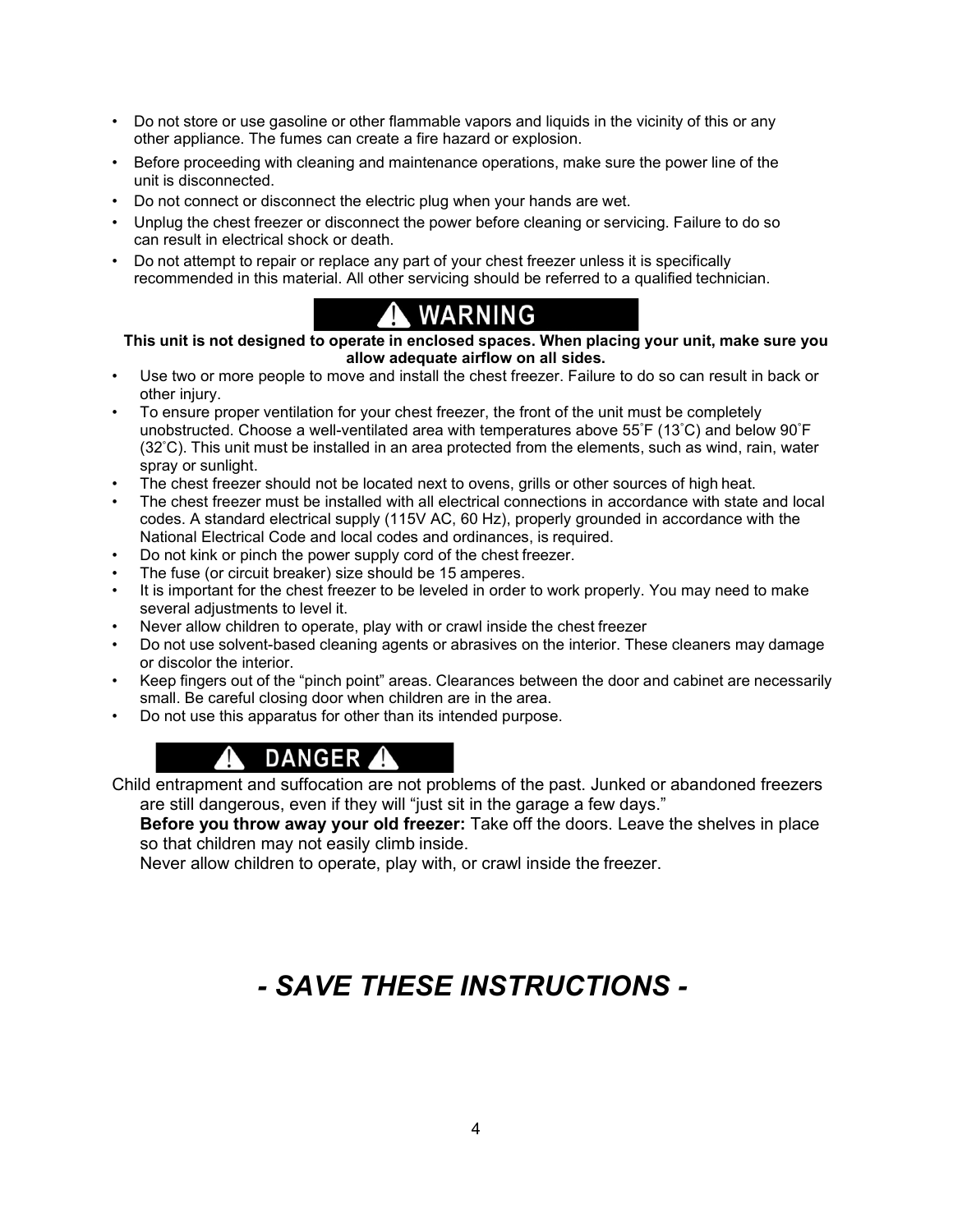- Do not store or use gasoline or other flammable vapors and liquids in the vicinity of this or any other appliance. The fumes can create a fire hazard or explosion.
- Before proceeding with cleaning and maintenance operations, make sure the power line of the unit is disconnected.
- Do not connect or disconnect the electric plug when your hands are wet.
- Unplug the chest freezer or disconnect the power before cleaning or servicing. Failure to do so can result in electrical shock or death.
- Do not attempt to repair or replace any part of your chest freezer unless it is specifically recommended in this material. All other servicing should be referred to a qualified technician.

## ⚠ WARNING

**This unit is not designed to operate in enclosed spaces. When placing your unit, make sure you allow adequate airflow on all sides.**

- Use two or more people to move and install the chest freezer. Failure to do so can result in back or other injury.
- To ensure proper ventilation for your chest freezer, the front of the unit must be completely unobstructed. Choose a well-ventilated area with temperatures above 55˚F (13˚C) and below 90˚F (32˚C). This unit must be installed in an area protected from the elements, such as wind, rain, water spray or sunlight.
- The chest freezer should not be located next to ovens, grills or other sources of high heat.
- The chest freezer must be installed with all electrical connections in accordance with state and local codes. A standard electrical supply (115V AC, 60 Hz), properly grounded in accordance with the National Electrical Code and local codes and ordinances, is required.
- Do not kink or pinch the power supply cord of the chest freezer.
- The fuse (or circuit breaker) size should be 15 amperes.
- It is important for the chest freezer to be leveled in order to work properly. You may need to make several adjustments to level it.
- Never allow children to operate, play with or crawl inside the chest freezer
- Do not use solvent-based cleaning agents or abrasives on the interior. These cleaners may damage or discolor the interior.
- Keep fingers out of the "pinch point" areas. Clearances between the door and cabinet are necessarily small. Be careful closing door when children are in the area.
- Do not use this apparatus for other than its intended purpose.

## ⚠ DANGER ⚠

Child entrapment and suffocation are not problems of the past. Junked or abandoned freezers are still dangerous, even if they will "just sit in the garage a few days."

**Before you throw away your old freezer:** Take off the doors. Leave the shelves in place so that children may not easily climb inside.

Never allow children to operate, play with, or crawl inside the freezer.

# *- SAVE THESE INSTRUCTIONS -*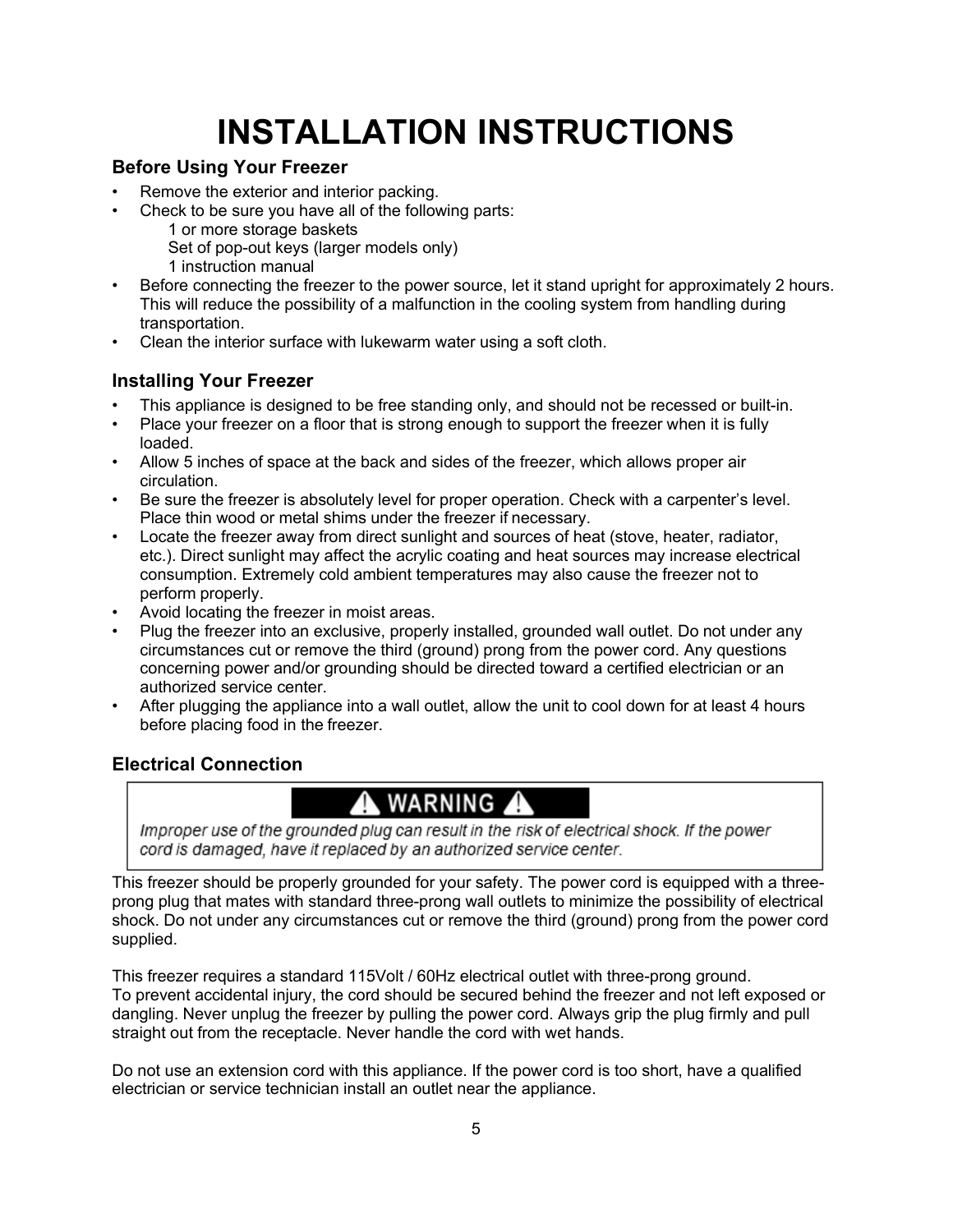# INSTALLATION INSTRUCTIONS

## Before Using Your Freezer

- Remove the exterior and interior packing.
- Check to be sure you have all of the following parts:
  - 1 or more storage baskets
  - Set of pop-out keys (larger models only)
  - 1 instruction manual
- Before connecting the freezer to the power source, let it stand upright for approximately 2 hours. This will reduce the possibility of a malfunction in the cooling system from handling during transportation.
- Clean the interior surface with lukewarm water using a soft cloth.

## Installing Your Freezer

- This appliance is designed to be free standing only, and should not be recessed or built-in.
- Place your freezer on a floor that is strong enough to support the freezer when it is fully loaded.
- Allow 5 inches of space at the back and sides of the freezer, which allows proper air circulation.
- Be sure the freezer is absolutely level for proper operation. Check with a carpenter's level. Place thin wood or metal shims under the freezer if necessary.
- Locate the freezer away from direct sunlight and sources of heat (stove, heater, radiator, etc.). Direct sunlight may affect the acrylic coating and heat sources may increase electrical consumption. Extremely cold ambient temperatures may also cause the freezer not to perform properly.
- Avoid locating the freezer in moist areas.
- Plug the freezer into an exclusive, properly installed, grounded wall outlet. Do not under any circumstances cut or remove the third (ground) prong from the power cord. Any questions concerning power and/or grounding should be directed toward a certified electrician or an authorized service center.
- After plugging the appliance into a wall outlet, allow the unit to cool down for at least 4 hours before placing food in the freezer.

## Electrical Connection

**⚠ WARNING ⚠**

*Improper use of the grounded plug can result in the risk of electrical shock. If the power cord is damaged, have it replaced by an authorized service center.*

This freezer should be properly grounded for your safety. The power cord is equipped with a three-prong plug that mates with standard three-prong wall outlets to minimize the possibility of electrical shock. Do not under any circumstances cut or remove the third (ground) prong from the power cord supplied.

This freezer requires a standard 115Volt / 60Hz electrical outlet with three-prong ground.
To prevent accidental injury, the cord should be secured behind the freezer and not left exposed or dangling. Never unplug the freezer by pulling the power cord. Always grip the plug firmly and pull straight out from the receptacle. Never handle the cord with wet hands.

Do not use an extension cord with this appliance. If the power cord is too short, have a qualified electrician or service technician install an outlet near the appliance.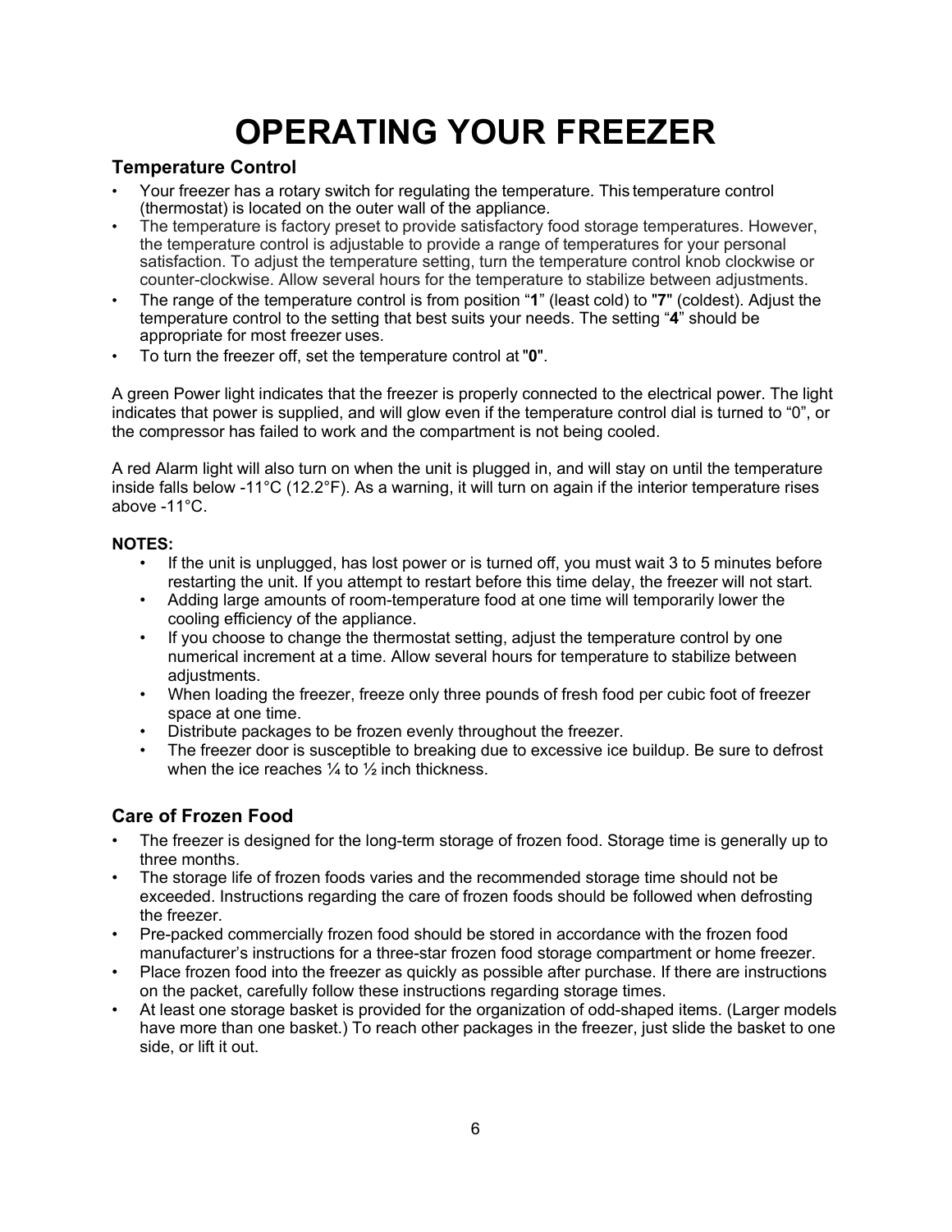# OPERATING YOUR FREEZER

## Temperature Control

- Your freezer has a rotary switch for regulating the temperature. This temperature control (thermostat) is located on the outer wall of the appliance.
- The temperature is factory preset to provide satisfactory food storage temperatures. However, the temperature control is adjustable to provide a range of temperatures for your personal satisfaction. To adjust the temperature setting, turn the temperature control knob clockwise or counter-clockwise. Allow several hours for the temperature to stabilize between adjustments.
- The range of the temperature control is from position "**1**" (least cold) to "**7**" (coldest). Adjust the temperature control to the setting that best suits your needs. The setting "**4**" should be appropriate for most freezer uses.
- To turn the freezer off, set the temperature control at "**0**".

A green Power light indicates that the freezer is properly connected to the electrical power. The light indicates that power is supplied, and will glow even if the temperature control dial is turned to "0", or the compressor has failed to work and the compartment is not being cooled.

A red Alarm light will also turn on when the unit is plugged in, and will stay on until the temperature inside falls below -11°C (12.2°F). As a warning, it will turn on again if the interior temperature rises above -11°C.

**NOTES:**

- If the unit is unplugged, has lost power or is turned off, you must wait 3 to 5 minutes before restarting the unit. If you attempt to restart before this time delay, the freezer will not start.
- Adding large amounts of room-temperature food at one time will temporarily lower the cooling efficiency of the appliance.
- If you choose to change the thermostat setting, adjust the temperature control by one numerical increment at a time. Allow several hours for temperature to stabilize between adjustments.
- When loading the freezer, freeze only three pounds of fresh food per cubic foot of freezer space at one time.
- Distribute packages to be frozen evenly throughout the freezer.
- The freezer door is susceptible to breaking due to excessive ice buildup. Be sure to defrost when the ice reaches ¼ to ½ inch thickness.

## Care of Frozen Food

- The freezer is designed for the long-term storage of frozen food. Storage time is generally up to three months.
- The storage life of frozen foods varies and the recommended storage time should not be exceeded. Instructions regarding the care of frozen foods should be followed when defrosting the freezer.
- Pre-packed commercially frozen food should be stored in accordance with the frozen food manufacturer's instructions for a three-star frozen food storage compartment or home freezer.
- Place frozen food into the freezer as quickly as possible after purchase. If there are instructions on the packet, carefully follow these instructions regarding storage times.
- At least one storage basket is provided for the organization of odd-shaped items. (Larger models have more than one basket.) To reach other packages in the freezer, just slide the basket to one side, or lift it out.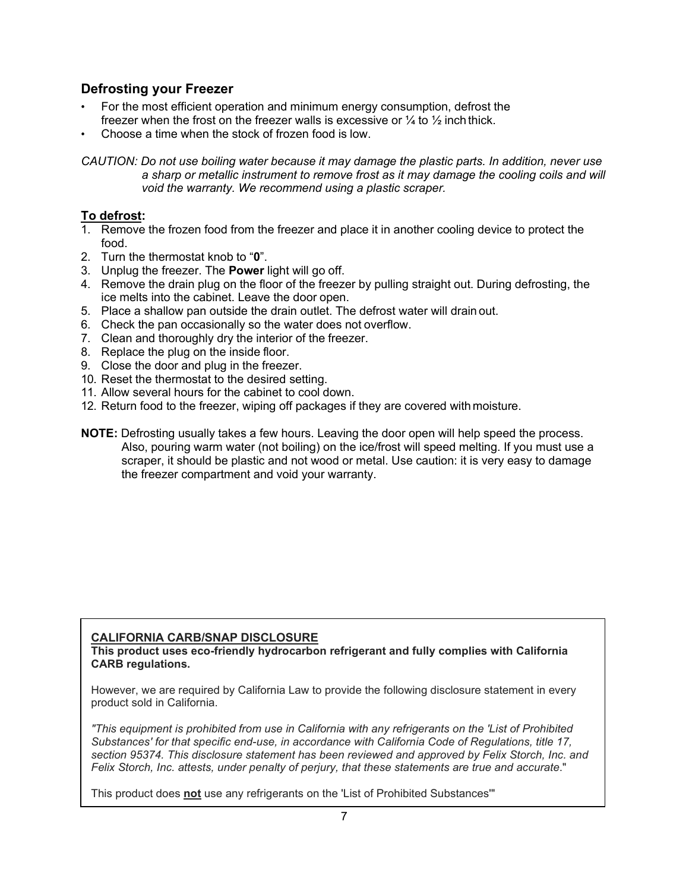## Defrosting your Freezer

- For the most efficient operation and minimum energy consumption, defrost the freezer when the frost on the freezer walls is excessive or ¼ to ½ inch thick.
- Choose a time when the stock of frozen food is low.

*CAUTION: Do not use boiling water because it may damage the plastic parts. In addition, never use a sharp or metallic instrument to remove frost as it may damage the cooling coils and will void the warranty. We recommend using a plastic scraper.*

**To defrost:**

1. Remove the frozen food from the freezer and place it in another cooling device to protect the food.
2. Turn the thermostat knob to "**0**".
3. Unplug the freezer. The **Power** light will go off.
4. Remove the drain plug on the floor of the freezer by pulling straight out. During defrosting, the ice melts into the cabinet. Leave the door open.
5. Place a shallow pan outside the drain outlet. The defrost water will drain out.
6. Check the pan occasionally so the water does not overflow.
7. Clean and thoroughly dry the interior of the freezer.
8. Replace the plug on the inside floor.
9. Close the door and plug in the freezer.
10. Reset the thermostat to the desired setting.
11. Allow several hours for the cabinet to cool down.
12. Return food to the freezer, wiping off packages if they are covered with moisture.

**NOTE:** Defrosting usually takes a few hours. Leaving the door open will help speed the process. Also, pouring warm water (not boiling) on the ice/frost will speed melting. If you must use a scraper, it should be plastic and not wood or metal. Use caution: it is very easy to damage the freezer compartment and void your warranty.

**CALIFORNIA CARB/SNAP DISCLOSURE**

**This product uses eco-friendly hydrocarbon refrigerant and fully complies with California CARB regulations.**

However, we are required by California Law to provide the following disclosure statement in every product sold in California.

*"This equipment is prohibited from use in California with any refrigerants on the 'List of Prohibited Substances' for that specific end-use, in accordance with California Code of Regulations, title 17, section 95374. This disclosure statement has been reviewed and approved by Felix Storch, Inc. and Felix Storch, Inc. attests, under penalty of perjury, that these statements are true and accurate*."

This product does **not** use any refrigerants on the 'List of Prohibited Substances'"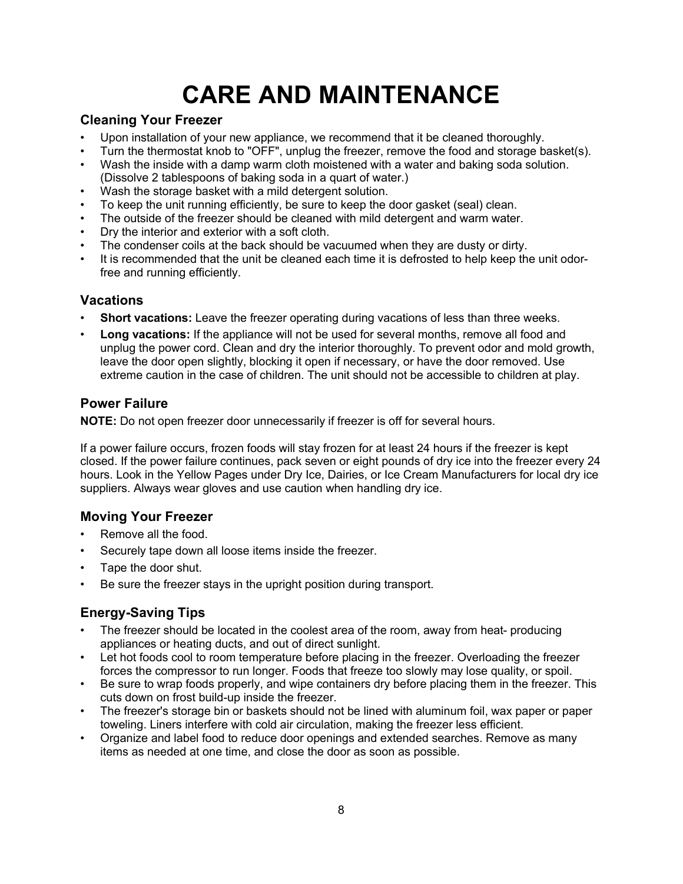# CARE AND MAINTENANCE

## Cleaning Your Freezer

- Upon installation of your new appliance, we recommend that it be cleaned thoroughly.
- Turn the thermostat knob to "OFF", unplug the freezer, remove the food and storage basket(s).
- Wash the inside with a damp warm cloth moistened with a water and baking soda solution. (Dissolve 2 tablespoons of baking soda in a quart of water.)
- Wash the storage basket with a mild detergent solution.
- To keep the unit running efficiently, be sure to keep the door gasket (seal) clean.
- The outside of the freezer should be cleaned with mild detergent and warm water.
- Dry the interior and exterior with a soft cloth.
- The condenser coils at the back should be vacuumed when they are dusty or dirty.
- It is recommended that the unit be cleaned each time it is defrosted to help keep the unit odor-free and running efficiently.

## Vacations

- **Short vacations:** Leave the freezer operating during vacations of less than three weeks.
- **Long vacations:** If the appliance will not be used for several months, remove all food and unplug the power cord. Clean and dry the interior thoroughly. To prevent odor and mold growth, leave the door open slightly, blocking it open if necessary, or have the door removed. Use extreme caution in the case of children. The unit should not be accessible to children at play.

## Power Failure

**NOTE:** Do not open freezer door unnecessarily if freezer is off for several hours.

If a power failure occurs, frozen foods will stay frozen for at least 24 hours if the freezer is kept closed. If the power failure continues, pack seven or eight pounds of dry ice into the freezer every 24 hours. Look in the Yellow Pages under Dry Ice, Dairies, or Ice Cream Manufacturers for local dry ice suppliers. Always wear gloves and use caution when handling dry ice.

## Moving Your Freezer

- Remove all the food.
- Securely tape down all loose items inside the freezer.
- Tape the door shut.
- Be sure the freezer stays in the upright position during transport.

## Energy-Saving Tips

- The freezer should be located in the coolest area of the room, away from heat- producing appliances or heating ducts, and out of direct sunlight.
- Let hot foods cool to room temperature before placing in the freezer. Overloading the freezer forces the compressor to run longer. Foods that freeze too slowly may lose quality, or spoil.
- Be sure to wrap foods properly, and wipe containers dry before placing them in the freezer. This cuts down on frost build-up inside the freezer.
- The freezer's storage bin or baskets should not be lined with aluminum foil, wax paper or paper toweling. Liners interfere with cold air circulation, making the freezer less efficient.
- Organize and label food to reduce door openings and extended searches. Remove as many items as needed at one time, and close the door as soon as possible.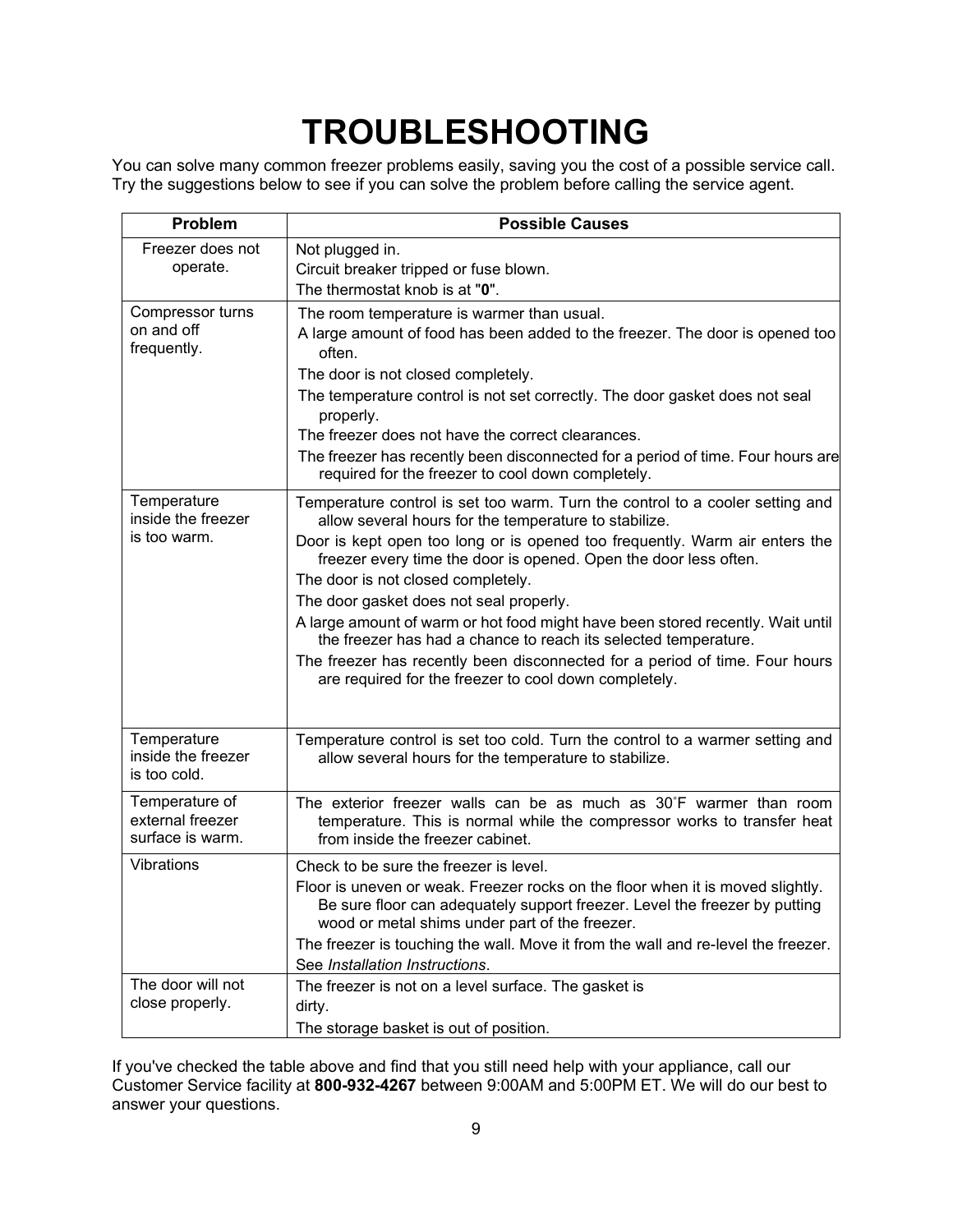# TROUBLESHOOTING

You can solve many common freezer problems easily, saving you the cost of a possible service call. Try the suggestions below to see if you can solve the problem before calling the service agent.

| Problem | Possible Causes |
|---|---|
| Freezer does not operate. | Not plugged in.<br>Circuit breaker tripped or fuse blown.<br>The thermostat knob is at "**0**". |
| Compressor turns on and off frequently. | The room temperature is warmer than usual.<br>A large amount of food has been added to the freezer. The door is opened too often.<br>The door is not closed completely.<br>The temperature control is not set correctly. The door gasket does not seal properly.<br>The freezer does not have the correct clearances.<br>The freezer has recently been disconnected for a period of time. Four hours are required for the freezer to cool down completely. |
| Temperature inside the freezer is too warm. | Temperature control is set too warm. Turn the control to a cooler setting and allow several hours for the temperature to stabilize.<br>Door is kept open too long or is opened too frequently. Warm air enters the freezer every time the door is opened. Open the door less often.<br>The door is not closed completely.<br>The door gasket does not seal properly.<br>A large amount of warm or hot food might have been stored recently. Wait until the freezer has had a chance to reach its selected temperature.<br>The freezer has recently been disconnected for a period of time. Four hours are required for the freezer to cool down completely. |
| Temperature inside the freezer is too cold. | Temperature control is set too cold. Turn the control to a warmer setting and allow several hours for the temperature to stabilize. |
| Temperature of external freezer surface is warm. | The exterior freezer walls can be as much as 30˚F warmer than room temperature. This is normal while the compressor works to transfer heat from inside the freezer cabinet. |
| Vibrations | Check to be sure the freezer is level.<br>Floor is uneven or weak. Freezer rocks on the floor when it is moved slightly. Be sure floor can adequately support freezer. Level the freezer by putting wood or metal shims under part of the freezer.<br>The freezer is touching the wall. Move it from the wall and re-level the freezer. See *Installation Instructions*. |
| The door will not close properly. | The freezer is not on a level surface. The gasket is dirty.<br>The storage basket is out of position. |

If you've checked the table above and find that you still need help with your appliance, call our Customer Service facility at **800-932-4267** between 9:00AM and 5:00PM ET. We will do our best to answer your questions.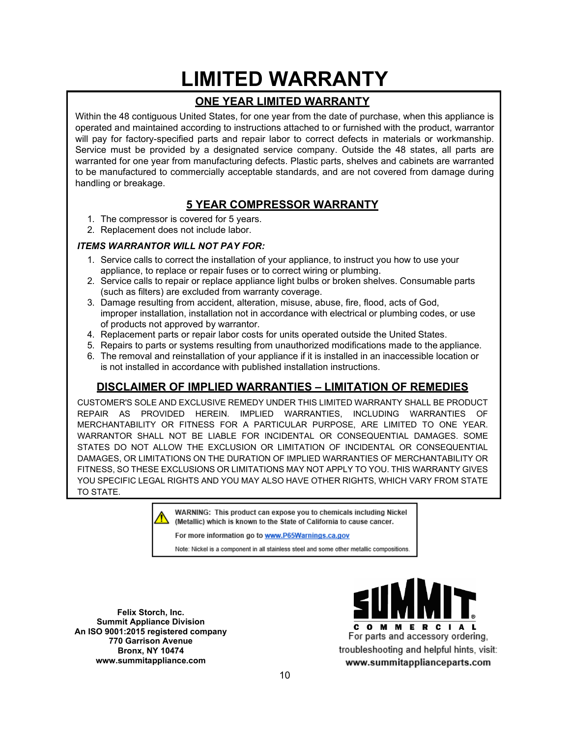# LIMITED WARRANTY

## ONE YEAR LIMITED WARRANTY

Within the 48 contiguous United States, for one year from the date of purchase, when this appliance is operated and maintained according to instructions attached to or furnished with the product, warrantor will pay for factory-specified parts and repair labor to correct defects in materials or workmanship. Service must be provided by a designated service company. Outside the 48 states, all parts are warranted for one year from manufacturing defects. Plastic parts, shelves and cabinets are warranted to be manufactured to commercially acceptable standards, and are not covered from damage during handling or breakage.

## 5 YEAR COMPRESSOR WARRANTY

1. The compressor is covered for 5 years.
2. Replacement does not include labor.

***ITEMS WARRANTOR WILL NOT PAY FOR:***

1. Service calls to correct the installation of your appliance, to instruct you how to use your appliance, to replace or repair fuses or to correct wiring or plumbing.
2. Service calls to repair or replace appliance light bulbs or broken shelves. Consumable parts (such as filters) are excluded from warranty coverage.
3. Damage resulting from accident, alteration, misuse, abuse, fire, flood, acts of God, improper installation, installation not in accordance with electrical or plumbing codes, or use of products not approved by warrantor.
4. Replacement parts or repair labor costs for units operated outside the United States.
5. Repairs to parts or systems resulting from unauthorized modifications made to the appliance.
6. The removal and reinstallation of your appliance if it is installed in an inaccessible location or is not installed in accordance with published installation instructions.

## DISCLAIMER OF IMPLIED WARRANTIES – LIMITATION OF REMEDIES

CUSTOMER'S SOLE AND EXCLUSIVE REMEDY UNDER THIS LIMITED WARRANTY SHALL BE PRODUCT REPAIR AS PROVIDED HEREIN. IMPLIED WARRANTIES, INCLUDING WARRANTIES OF MERCHANTABILITY OR FITNESS FOR A PARTICULAR PURPOSE, ARE LIMITED TO ONE YEAR. WARRANTOR SHALL NOT BE LIABLE FOR INCIDENTAL OR CONSEQUENTIAL DAMAGES. SOME STATES DO NOT ALLOW THE EXCLUSION OR LIMITATION OF INCIDENTAL OR CONSEQUENTIAL DAMAGES, OR LIMITATIONS ON THE DURATION OF IMPLIED WARRANTIES OF MERCHANTABILITY OR FITNESS, SO THESE EXCLUSIONS OR LIMITATIONS MAY NOT APPLY TO YOU. THIS WARRANTY GIVES YOU SPECIFIC LEGAL RIGHTS AND YOU MAY ALSO HAVE OTHER RIGHTS, WHICH VARY FROM STATE TO STATE.

**WARNING: This product can expose you to chemicals including Nickel (Metallic) which is known to the State of California to cause cancer.**

**For more information go to www.P65Warnings.ca.gov**

Note: Nickel is a component in all stainless steel and some other metallic compositions.

**Felix Storch, Inc.**
**Summit Appliance Division**
**An ISO 9001:2015 registered company**
**770 Garrison Avenue**
**Bronx, NY 10474**
**www.summitappliance.com**

SUMMIT® COMMERCIAL

For parts and accessory ordering, troubleshooting and helpful hints, visit:
**www.summitapplianceparts.com**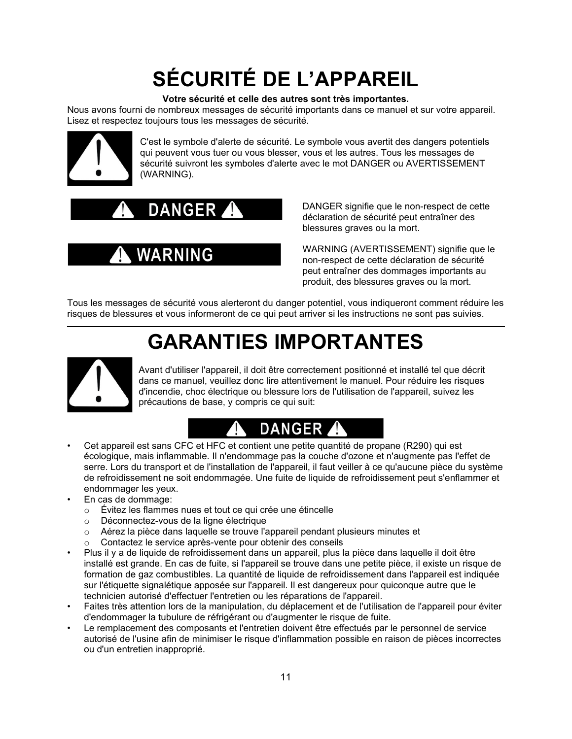# SÉCURITÉ DE L'APPAREIL

**Votre sécurité et celle des autres sont très importantes.**

Nous avons fourni de nombreux messages de sécurité importants dans ce manuel et sur votre appareil. Lisez et respectez toujours tous les messages de sécurité.

C'est le symbole d'alerte de sécurité. Le symbole vous avertit des dangers potentiels qui peuvent vous tuer ou vous blesser, vous et les autres. Tous les messages de sécurité suivront les symboles d'alerte avec le mot DANGER ou AVERTISSEMENT (WARNING).

**⚠ DANGER ⚠**

DANGER signifie que le non-respect de cette déclaration de sécurité peut entraîner des blessures graves ou la mort.

**⚠ WARNING**

WARNING (AVERTISSEMENT) signifie que le non-respect de cette déclaration de sécurité peut entraîner des dommages importants au produit, des blessures graves ou la mort.

Tous les messages de sécurité vous alerteront du danger potentiel, vous indiqueront comment réduire les risques de blessures et vous informeront de ce qui peut arriver si les instructions ne sont pas suivies.

---

# GARANTIES IMPORTANTES

Avant d'utiliser l'appareil, il doit être correctement positionné et installé tel que décrit dans ce manuel, veuillez donc lire attentivement le manuel. Pour réduire les risques d'incendie, choc électrique ou blessure lors de l'utilisation de l'appareil, suivez les précautions de base, y compris ce qui suit:

**⚠ DANGER ⚠**

- Cet appareil est sans CFC et HFC et contient une petite quantité de propane (R290) qui est écologique, mais inflammable. Il n'endommage pas la couche d'ozone et n'augmente pas l'effet de serre. Lors du transport et de l'installation de l'appareil, il faut veiller à ce qu'aucune pièce du système de refroidissement ne soit endommagée. Une fuite de liquide de refroidissement peut s'enflammer et endommager les yeux.
- En cas de dommage:
  - Évitez les flammes nues et tout ce qui crée une étincelle
  - Déconnectez-vous de la ligne électrique
  - Aérez la pièce dans laquelle se trouve l'appareil pendant plusieurs minutes et
  - Contactez le service après-vente pour obtenir des conseils
- Plus il y a de liquide de refroidissement dans un appareil, plus la pièce dans laquelle il doit être installé est grande. En cas de fuite, si l'appareil se trouve dans une petite pièce, il existe un risque de formation de gaz combustibles. La quantité de liquide de refroidissement dans l'appareil est indiquée sur l'étiquette signalétique apposée sur l'appareil. Il est dangereux pour quiconque autre que le technicien autorisé d'effectuer l'entretien ou les réparations de l'appareil.
- Faites très attention lors de la manipulation, du déplacement et de l'utilisation de l'appareil pour éviter d'endommager la tubulure de réfrigérant ou d'augmenter le risque de fuite.
- Le remplacement des composants et l'entretien doivent être effectués par le personnel de service autorisé de l'usine afin de minimiser le risque d'inflammation possible en raison de pièces incorrectes ou d'un entretien inapproprié.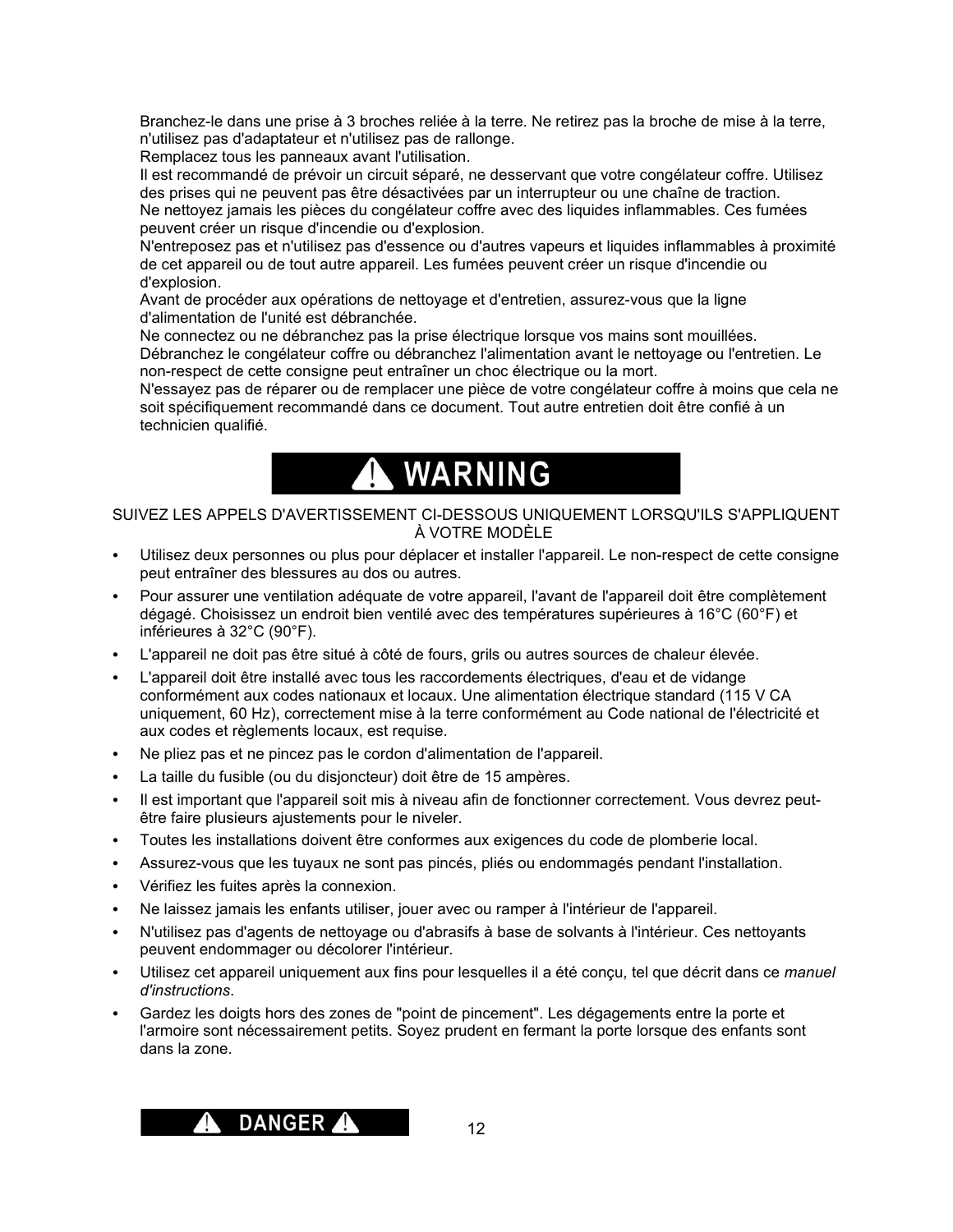Branchez-le dans une prise à 3 broches reliée à la terre. Ne retirez pas la broche de mise à la terre, n'utilisez pas d'adaptateur et n'utilisez pas de rallonge.
Remplacez tous les panneaux avant l'utilisation.
Il est recommandé de prévoir un circuit séparé, ne desservant que votre congélateur coffre. Utilisez des prises qui ne peuvent pas être désactivées par un interrupteur ou une chaîne de traction.
Ne nettoyez jamais les pièces du congélateur coffre avec des liquides inflammables. Ces fumées peuvent créer un risque d'incendie ou d'explosion.
N'entreposez pas et n'utilisez pas d'essence ou d'autres vapeurs et liquides inflammables à proximité de cet appareil ou de tout autre appareil. Les fumées peuvent créer un risque d'incendie ou d'explosion.
Avant de procéder aux opérations de nettoyage et d'entretien, assurez-vous que la ligne d'alimentation de l'unité est débranchée.
Ne connectez ou ne débranchez pas la prise électrique lorsque vos mains sont mouillées.
Débranchez le congélateur coffre ou débranchez l'alimentation avant le nettoyage ou l'entretien. Le non-respect de cette consigne peut entraîner un choc électrique ou la mort.
N'essayez pas de réparer ou de remplacer une pièce de votre congélateur coffre à moins que cela ne soit spécifiquement recommandé dans ce document. Tout autre entretien doit être confié à un technicien qualifié.

## ⚠ WARNING

SUIVEZ LES APPELS D'AVERTISSEMENT CI-DESSOUS UNIQUEMENT LORSQU'ILS S'APPLIQUENT À VOTRE MODÈLE

- Utilisez deux personnes ou plus pour déplacer et installer l'appareil. Le non-respect de cette consigne peut entraîner des blessures au dos ou autres.
- Pour assurer une ventilation adéquate de votre appareil, l'avant de l'appareil doit être complètement dégagé. Choisissez un endroit bien ventilé avec des températures supérieures à 16°C (60°F) et inférieures à 32°C (90°F).
- L'appareil ne doit pas être situé à côté de fours, grils ou autres sources de chaleur élevée.
- L'appareil doit être installé avec tous les raccordements électriques, d'eau et de vidange conformément aux codes nationaux et locaux. Une alimentation électrique standard (115 V CA uniquement, 60 Hz), correctement mise à la terre conformément au Code national de l'électricité et aux codes et règlements locaux, est requise.
- Ne pliez pas et ne pincez pas le cordon d'alimentation de l'appareil.
- La taille du fusible (ou du disjoncteur) doit être de 15 ampères.
- Il est important que l'appareil soit mis à niveau afin de fonctionner correctement. Vous devrez peut-être faire plusieurs ajustements pour le niveler.
- Toutes les installations doivent être conformes aux exigences du code de plomberie local.
- Assurez-vous que les tuyaux ne sont pas pincés, pliés ou endommagés pendant l'installation.
- Vérifiez les fuites après la connexion.
- Ne laissez jamais les enfants utiliser, jouer avec ou ramper à l'intérieur de l'appareil.
- N'utilisez pas d'agents de nettoyage ou d'abrasifs à base de solvants à l'intérieur. Ces nettoyants peuvent endommager ou décolorer l'intérieur.
- Utilisez cet appareil uniquement aux fins pour lesquelles il a été conçu, tel que décrit dans ce *manuel d'instructions*.
- Gardez les doigts hors des zones de "point de pincement". Les dégagements entre la porte et l'armoire sont nécessairement petits. Soyez prudent en fermant la porte lorsque des enfants sont dans la zone.

## ⚠ DANGER ⚠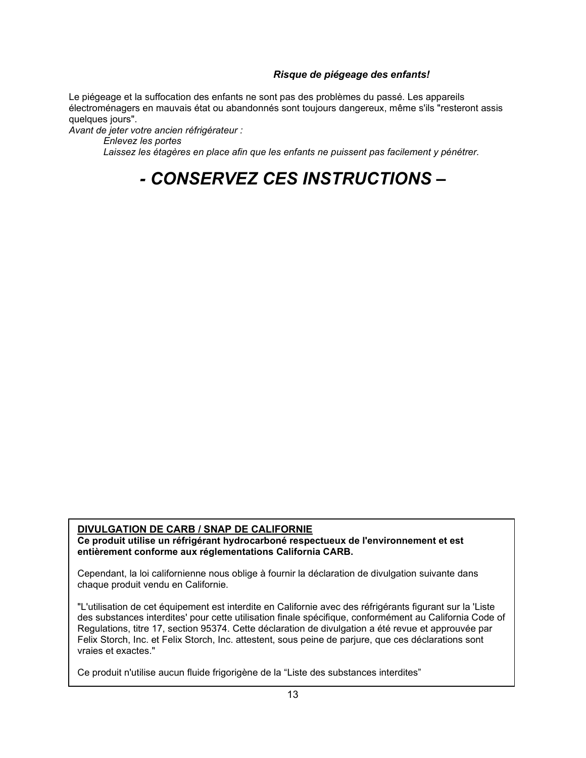***Risque de piégeage des enfants!***

Le piégeage et la suffocation des enfants ne sont pas des problèmes du passé. Les appareils électroménagers en mauvais état ou abandonnés sont toujours dangereux, même s'ils "resteront assis quelques jours".

*Avant de jeter votre ancien réfrigérateur :*

*Enlevez les portes*

*Laissez les étagères en place afin que les enfants ne puissent pas facilement y pénétrer.*

# *- CONSERVEZ CES INSTRUCTIONS –*

**DIVULGATION DE CARB / SNAP DE CALIFORNIE**

**Ce produit utilise un réfrigérant hydrocarboné respectueux de l'environnement et est entièrement conforme aux réglementations California CARB.**

Cependant, la loi californienne nous oblige à fournir la déclaration de divulgation suivante dans chaque produit vendu en Californie.

"L'utilisation de cet équipement est interdite en Californie avec des réfrigérants figurant sur la 'Liste des substances interdites' pour cette utilisation finale spécifique, conformément au California Code of Regulations, titre 17, section 95374. Cette déclaration de divulgation a été revue et approuvée par Felix Storch, Inc. et Felix Storch, Inc. attestent, sous peine de parjure, que ces déclarations sont vraies et exactes."

Ce produit n'utilise aucun fluide frigorigène de la “Liste des substances interdites”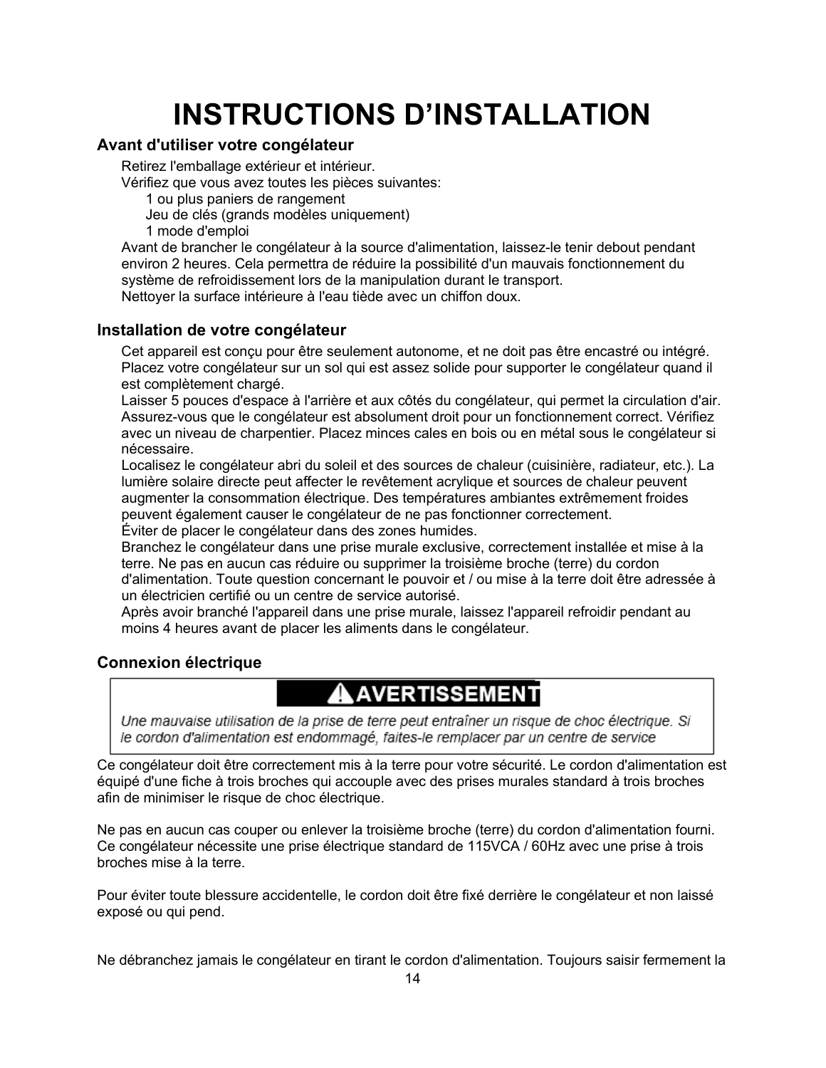# INSTRUCTIONS D'INSTALLATION

## Avant d'utiliser votre congélateur

Retirez l'emballage extérieur et intérieur.

Vérifiez que vous avez toutes les pièces suivantes:

- 1 ou plus paniers de rangement
- Jeu de clés (grands modèles uniquement)
- 1 mode d'emploi

Avant de brancher le congélateur à la source d'alimentation, laissez-le tenir debout pendant environ 2 heures. Cela permettra de réduire la possibilité d'un mauvais fonctionnement du système de refroidissement lors de la manipulation durant le transport.

Nettoyer la surface intérieure à l'eau tiède avec un chiffon doux.

## Installation de votre congélateur

Cet appareil est conçu pour être seulement autonome, et ne doit pas être encastré ou intégré.

Placez votre congélateur sur un sol qui est assez solide pour supporter le congélateur quand il est complètement chargé.

Laisser 5 pouces d'espace à l'arrière et aux côtés du congélateur, qui permet la circulation d'air.

Assurez-vous que le congélateur est absolument droit pour un fonctionnement correct. Vérifiez avec un niveau de charpentier. Placez minces cales en bois ou en métal sous le congélateur si nécessaire.

Localisez le congélateur abri du soleil et des sources de chaleur (cuisinière, radiateur, etc.). La lumière solaire directe peut affecter le revêtement acrylique et sources de chaleur peuvent augmenter la consommation électrique. Des températures ambiantes extrêmement froides peuvent également causer le congélateur de ne pas fonctionner correctement.

Éviter de placer le congélateur dans des zones humides.

Branchez le congélateur dans une prise murale exclusive, correctement installée et mise à la terre. Ne pas en aucun cas réduire ou supprimer la troisième broche (terre) du cordon d'alimentation. Toute question concernant le pouvoir et / ou mise à la terre doit être adressée à un électricien certifié ou un centre de service autorisé.

Après avoir branché l'appareil dans une prise murale, laissez l'appareil refroidir pendant au moins 4 heures avant de placer les aliments dans le congélateur.

## Connexion électrique

**⚠AVERTISSEMENT**

*Une mauvaise utilisation de la prise de terre peut entraîner un risque de choc électrique. Si le cordon d'alimentation est endommagé, faites-le remplacer par un centre de service*

Ce congélateur doit être correctement mis à la terre pour votre sécurité. Le cordon d'alimentation est équipé d'une fiche à trois broches qui accouple avec des prises murales standard à trois broches afin de minimiser le risque de choc électrique.

Ne pas en aucun cas couper ou enlever la troisième broche (terre) du cordon d'alimentation fourni. Ce congélateur nécessite une prise électrique standard de 115VCA / 60Hz avec une prise à trois broches mise à la terre.

Pour éviter toute blessure accidentelle, le cordon doit être fixé derrière le congélateur et non laissé exposé ou qui pend.

Ne débranchez jamais le congélateur en tirant le cordon d'alimentation. Toujours saisir fermement la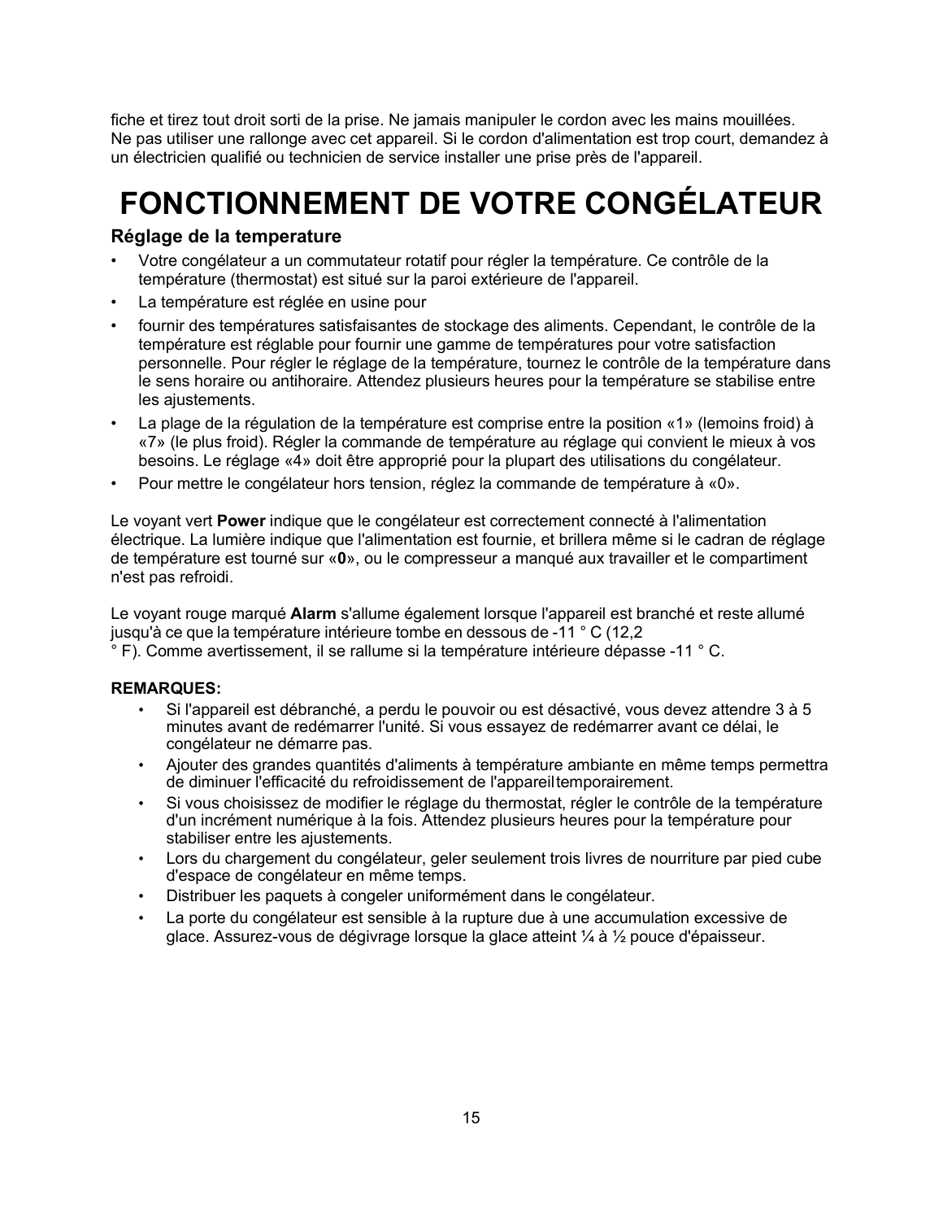fiche et tirez tout droit sorti de la prise. Ne jamais manipuler le cordon avec les mains mouillées. Ne pas utiliser une rallonge avec cet appareil. Si le cordon d'alimentation est trop court, demandez à un électricien qualifié ou technicien de service installer une prise près de l'appareil.

# FONCTIONNEMENT DE VOTRE CONGÉLATEUR

### Réglage de la temperature

- Votre congélateur a un commutateur rotatif pour régler la température. Ce contrôle de la température (thermostat) est situé sur la paroi extérieure de l'appareil.
- La température est réglée en usine pour
- fournir des températures satisfaisantes de stockage des aliments. Cependant, le contrôle de la température est réglable pour fournir une gamme de températures pour votre satisfaction personnelle. Pour régler le réglage de la température, tournez le contrôle de la température dans le sens horaire ou antihoraire. Attendez plusieurs heures pour la température se stabilise entre les ajustements.
- La plage de la régulation de la température est comprise entre la position «1» (lemoins froid) à «7» (le plus froid). Régler la commande de température au réglage qui convient le mieux à vos besoins. Le réglage «4» doit être approprié pour la plupart des utilisations du congélateur.
- Pour mettre le congélateur hors tension, réglez la commande de température à «0».

Le voyant vert **Power** indique que le congélateur est correctement connecté à l'alimentation électrique. La lumière indique que l'alimentation est fournie, et brillera même si le cadran de réglage de température est tourné sur «**0**», ou le compresseur a manqué aux travailler et le compartiment n'est pas refroidi.

Le voyant rouge marqué **Alarm** s'allume également lorsque l'appareil est branché et reste allumé jusqu'à ce que la température intérieure tombe en dessous de -11 ° C (12,2 ° F). Comme avertissement, il se rallume si la température intérieure dépasse -11 ° C.

**REMARQUES:**

- Si l'appareil est débranché, a perdu le pouvoir ou est désactivé, vous devez attendre 3 à 5 minutes avant de redémarrer l'unité. Si vous essayez de redémarrer avant ce délai, le congélateur ne démarre pas.
- Ajouter des grandes quantités d'aliments à température ambiante en même temps permettra de diminuer l'efficacité du refroidissement de l'appareiltemporairement.
- Si vous choisissez de modifier le réglage du thermostat, régler le contrôle de la température d'un incrément numérique à la fois. Attendez plusieurs heures pour la température pour stabiliser entre les ajustements.
- Lors du chargement du congélateur, geler seulement trois livres de nourriture par pied cube d'espace de congélateur en même temps.
- Distribuer les paquets à congeler uniformément dans le congélateur.
- La porte du congélateur est sensible à la rupture due à une accumulation excessive de glace. Assurez-vous de dégivrage lorsque la glace atteint ¼ à ½ pouce d'épaisseur.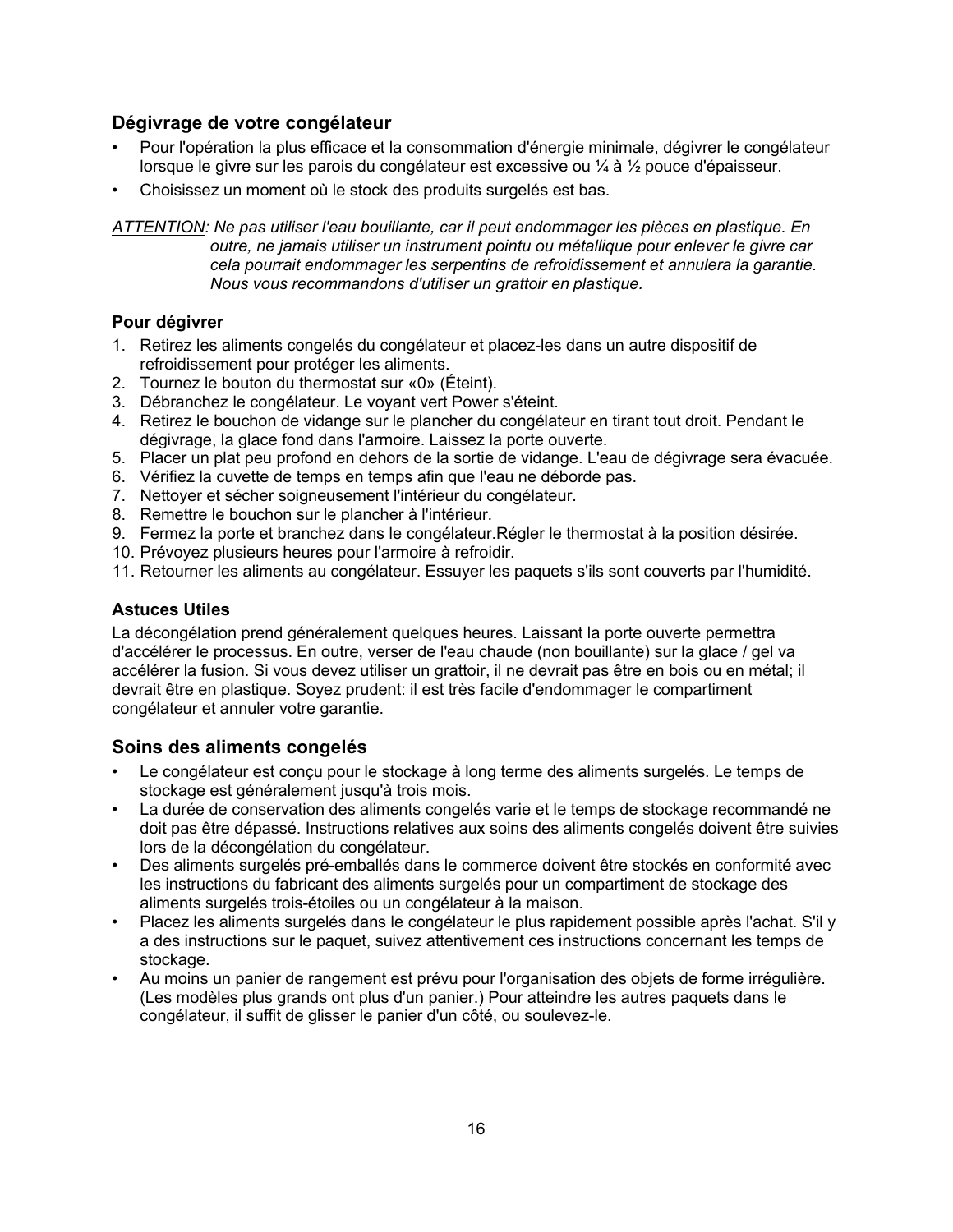## Dégivrage de votre congélateur

- Pour l'opération la plus efficace et la consommation d'énergie minimale, dégivrer le congélateur lorsque le givre sur les parois du congélateur est excessive ou ¼ à ½ pouce d'épaisseur.
- Choisissez un moment où le stock des produits surgelés est bas.

*ATTENTION: Ne pas utiliser l'eau bouillante, car il peut endommager les pièces en plastique. En outre, ne jamais utiliser un instrument pointu ou métallique pour enlever le givre car cela pourrait endommager les serpentins de refroidissement et annulera la garantie. Nous vous recommandons d'utiliser un grattoir en plastique.*

### Pour dégivrer

1. Retirez les aliments congelés du congélateur et placez-les dans un autre dispositif de refroidissement pour protéger les aliments.
2. Tournez le bouton du thermostat sur «0» (Éteint).
3. Débranchez le congélateur. Le voyant vert Power s'éteint.
4. Retirez le bouchon de vidange sur le plancher du congélateur en tirant tout droit. Pendant le dégivrage, la glace fond dans l'armoire. Laissez la porte ouverte.
5. Placer un plat peu profond en dehors de la sortie de vidange. L'eau de dégivrage sera évacuée.
6. Vérifiez la cuvette de temps en temps afin que l'eau ne déborde pas.
7. Nettoyer et sécher soigneusement l'intérieur du congélateur.
8. Remettre le bouchon sur le plancher à l'intérieur.
9. Fermez la porte et branchez dans le congélateur.Régler le thermostat à la position désirée.
10. Prévoyez plusieurs heures pour l'armoire à refroidir.
11. Retourner les aliments au congélateur. Essuyer les paquets s'ils sont couverts par l'humidité.

### Astuces Utiles

La décongélation prend généralement quelques heures. Laissant la porte ouverte permettra d'accélérer le processus. En outre, verser de l'eau chaude (non bouillante) sur la glace / gel va accélérer la fusion. Si vous devez utiliser un grattoir, il ne devrait pas être en bois ou en métal; il devrait être en plastique. Soyez prudent: il est très facile d'endommager le compartiment congélateur et annuler votre garantie.

## Soins des aliments congelés

- Le congélateur est conçu pour le stockage à long terme des aliments surgelés. Le temps de stockage est généralement jusqu'à trois mois.
- La durée de conservation des aliments congelés varie et le temps de stockage recommandé ne doit pas être dépassé. Instructions relatives aux soins des aliments congelés doivent être suivies lors de la décongélation du congélateur.
- Des aliments surgelés pré-emballés dans le commerce doivent être stockés en conformité avec les instructions du fabricant des aliments surgelés pour un compartiment de stockage des aliments surgelés trois-étoiles ou un congélateur à la maison.
- Placez les aliments surgelés dans le congélateur le plus rapidement possible après l'achat. S'il y a des instructions sur le paquet, suivez attentivement ces instructions concernant les temps de stockage.
- Au moins un panier de rangement est prévu pour l'organisation des objets de forme irrégulière. (Les modèles plus grands ont plus d'un panier.) Pour atteindre les autres paquets dans le congélateur, il suffit de glisser le panier d'un côté, ou soulevez-le.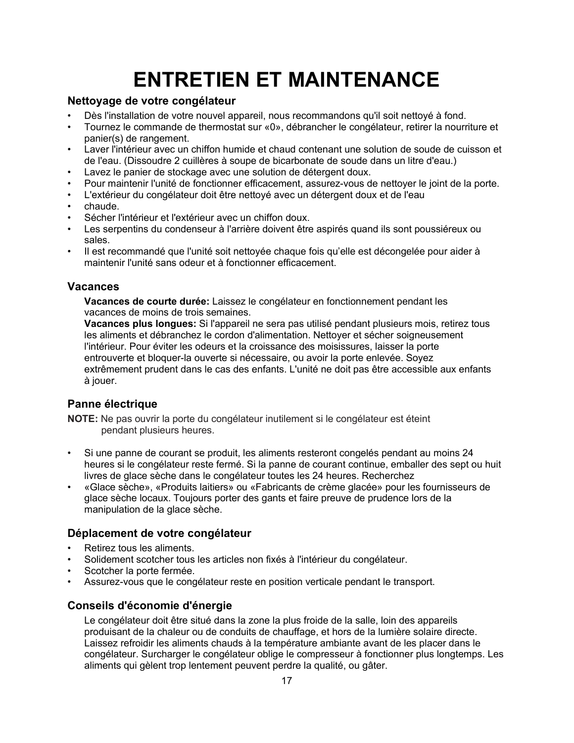# ENTRETIEN ET MAINTENANCE

### Nettoyage de votre congélateur

- Dès l'installation de votre nouvel appareil, nous recommandons qu'il soit nettoyé à fond.
- Tournez le commande de thermostat sur «0», débrancher le congélateur, retirer la nourriture et panier(s) de rangement.
- Laver l'intérieur avec un chiffon humide et chaud contenant une solution de soude de cuisson et de l'eau. (Dissoudre 2 cuillères à soupe de bicarbonate de soude dans un litre d'eau.)
- Lavez le panier de stockage avec une solution de détergent doux.
- Pour maintenir l'unité de fonctionner efficacement, assurez-vous de nettoyer le joint de la porte.
- L'extérieur du congélateur doit être nettoyé avec un détergent doux et de l'eau
- chaude.
- Sécher l'intérieur et l'extérieur avec un chiffon doux.
- Les serpentins du condenseur à l'arrière doivent être aspirés quand ils sont poussiéreux ou sales.
- Il est recommandé que l'unité soit nettoyée chaque fois qu'elle est décongelée pour aider à maintenir l'unité sans odeur et à fonctionner efficacement.

### Vacances

**Vacances de courte durée:** Laissez le congélateur en fonctionnement pendant les vacances de moins de trois semaines.

**Vacances plus longues:** Si l'appareil ne sera pas utilisé pendant plusieurs mois, retirez tous les aliments et débranchez le cordon d'alimentation. Nettoyer et sécher soigneusement l'intérieur. Pour éviter les odeurs et la croissance des moisissures, laisser la porte entrouverte et bloquer-la ouverte si nécessaire, ou avoir la porte enlevée. Soyez extrêmement prudent dans le cas des enfants. L'unité ne doit pas être accessible aux enfants à jouer.

### Panne électrique

**NOTE:** Ne pas ouvrir la porte du congélateur inutilement si le congélateur est éteint pendant plusieurs heures.

- Si une panne de courant se produit, les aliments resteront congelés pendant au moins 24 heures si le congélateur reste fermé. Si la panne de courant continue, emballer des sept ou huit livres de glace sèche dans le congélateur toutes les 24 heures. Recherchez
- «Glace sèche», «Produits laitiers» ou «Fabricants de crème glacée» pour les fournisseurs de glace sèche locaux. Toujours porter des gants et faire preuve de prudence lors de la manipulation de la glace sèche.

### Déplacement de votre congélateur

- Retirez tous les aliments.
- Solidement scotcher tous les articles non fixés à l'intérieur du congélateur.
- Scotcher la porte fermée.
- Assurez-vous que le congélateur reste en position verticale pendant le transport.

### Conseils d'économie d'énergie

Le congélateur doit être situé dans la zone la plus froide de la salle, loin des appareils produisant de la chaleur ou de conduits de chauffage, et hors de la lumière solaire directe. Laissez refroidir les aliments chauds à la température ambiante avant de les placer dans le congélateur. Surcharger le congélateur oblige le compresseur à fonctionner plus longtemps. Les aliments qui gèlent trop lentement peuvent perdre la qualité, ou gâter.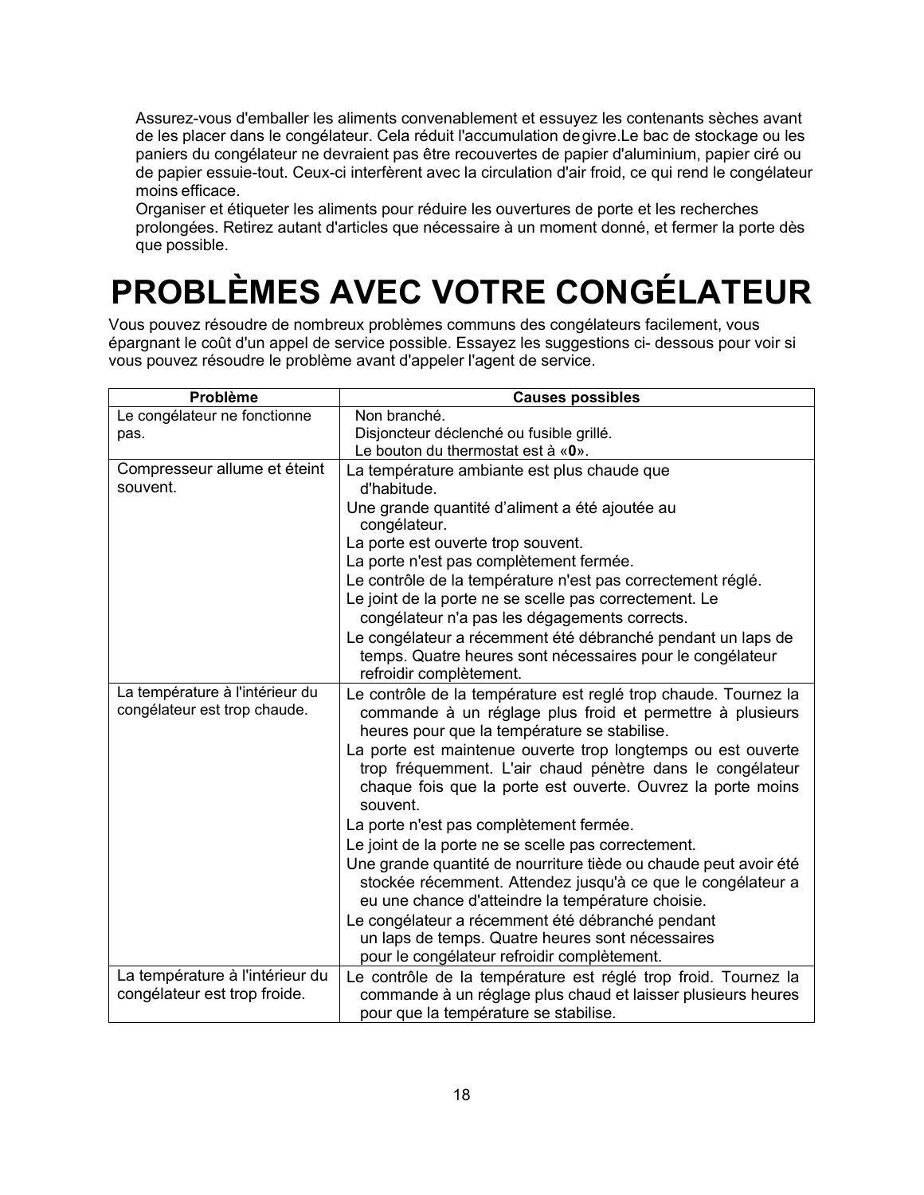Assurez-vous d'emballer les aliments convenablement et essuyez les contenants sèches avant de les placer dans le congélateur. Cela réduit l'accumulation de givre.Le bac de stockage ou les paniers du congélateur ne devraient pas être recouvertes de papier d'aluminium, papier ciré ou de papier essuie-tout. Ceux-ci interfèrent avec la circulation d'air froid, ce qui rend le congélateur moins efficace.

Organiser et étiqueter les aliments pour réduire les ouvertures de porte et les recherches prolongées. Retirez autant d'articles que nécessaire à un moment donné, et fermer la porte dès que possible.

# PROBLÈMES AVEC VOTRE CONGÉLATEUR

Vous pouvez résoudre de nombreux problèmes communs des congélateurs facilement, vous épargnant le coût d'un appel de service possible. Essayez les suggestions ci- dessous pour voir si vous pouvez résoudre le problème avant d'appeler l'agent de service.

| Problème | Causes possibles |
|---|---|
| Le congélateur ne fonctionne pas. | Non branché.<br>Disjoncteur déclenché ou fusible grillé.<br>Le bouton du thermostat est à «**0**». |
| Compresseur allume et éteint souvent. | La température ambiante est plus chaude que d'habitude.<br>Une grande quantité d'aliment a été ajoutée au congélateur.<br>La porte est ouverte trop souvent.<br>La porte n'est pas complètement fermée.<br>Le contrôle de la température n'est pas correctement réglé.<br>Le joint de la porte ne se scelle pas correctement. Le congélateur n'a pas les dégagements corrects.<br>Le congélateur a récemment été débranché pendant un laps de temps. Quatre heures sont nécessaires pour le congélateur refroidir complètement. |
| La température à l'intérieur du congélateur est trop chaude. | Le contrôle de la température est reglé trop chaude. Tournez la commande à un réglage plus froid et permettre à plusieurs heures pour que la température se stabilise.<br>La porte est maintenue ouverte trop longtemps ou est ouverte trop fréquemment. L'air chaud pénètre dans le congélateur chaque fois que la porte est ouverte. Ouvrez la porte moins souvent.<br>La porte n'est pas complètement fermée.<br>Le joint de la porte ne se scelle pas correctement.<br>Une grande quantité de nourriture tiède ou chaude peut avoir été stockée récemment. Attendez jusqu'à ce que le congélateur a eu une chance d'atteindre la température choisie.<br>Le congélateur a récemment été débranché pendant un laps de temps. Quatre heures sont nécessaires pour le congélateur refroidir complètement. |
| La température à l'intérieur du congélateur est trop froide. | Le contrôle de la température est réglé trop froid. Tournez la commande à un réglage plus chaud et laisser plusieurs heures pour que la température se stabilise. |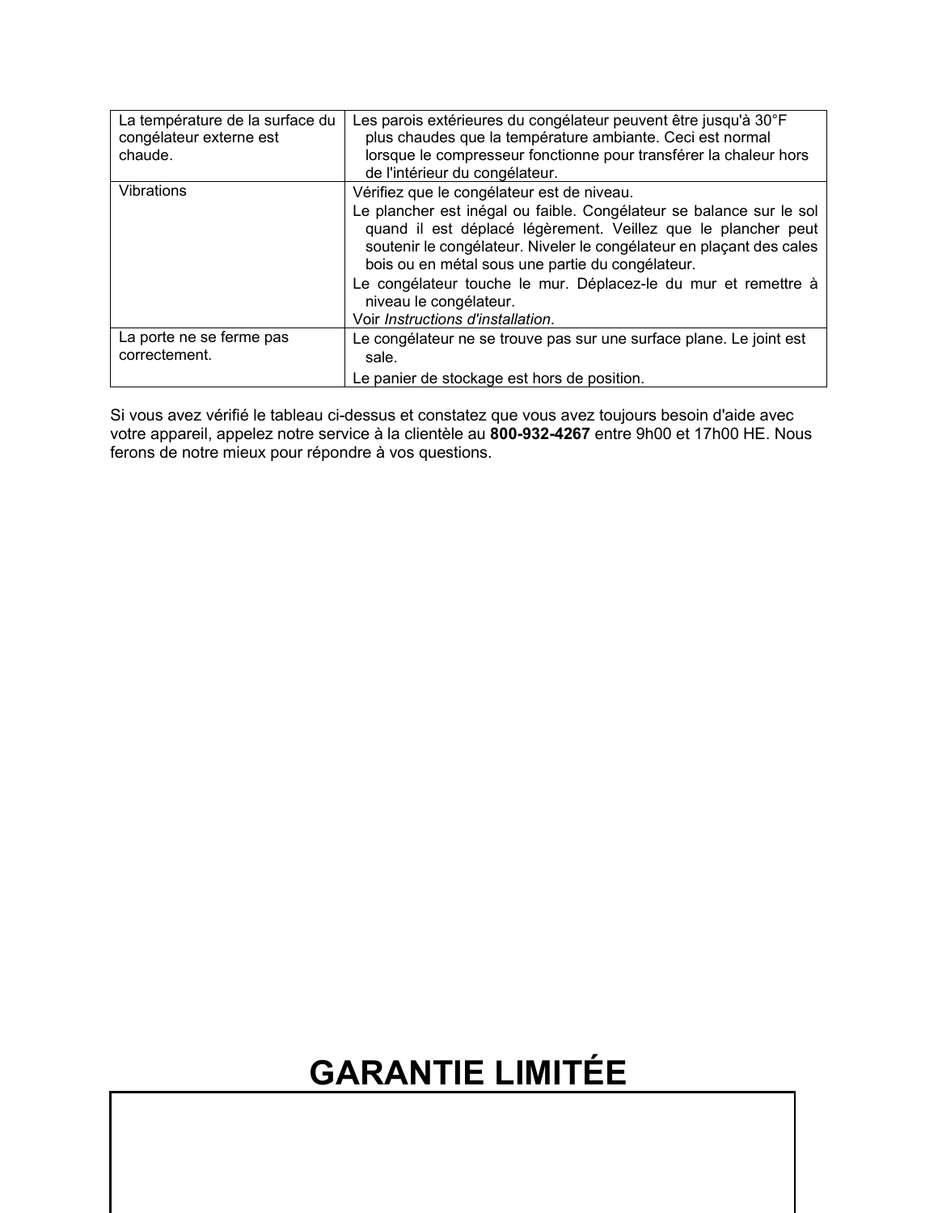| | |
|---|---|
| La température de la surface du congélateur externe est chaude. | Les parois extérieures du congélateur peuvent être jusqu'à 30°F plus chaudes que la température ambiante. Ceci est normal lorsque le compresseur fonctionne pour transférer la chaleur hors de l'intérieur du congélateur. |
| Vibrations | Vérifiez que le congélateur est de niveau.<br>Le plancher est inégal ou faible. Congélateur se balance sur le sol quand il est déplacé légèrement. Veillez que le plancher peut soutenir le congélateur. Niveler le congélateur en plaçant des cales bois ou en métal sous une partie du congélateur.<br>Le congélateur touche le mur. Déplacez-le du mur et remettre à niveau le congélateur.<br>Voir *Instructions d'installation*. |
| La porte ne se ferme pas correctement. | Le congélateur ne se trouve pas sur une surface plane. Le joint est sale.<br>Le panier de stockage est hors de position. |

Si vous avez vérifié le tableau ci-dessus et constatez que vous avez toujours besoin d'aide avec votre appareil, appelez notre service à la clientèle au **800-932-4267** entre 9h00 et 17h00 HE. Nous ferons de notre mieux pour répondre à vos questions.

# GARANTIE LIMITÉE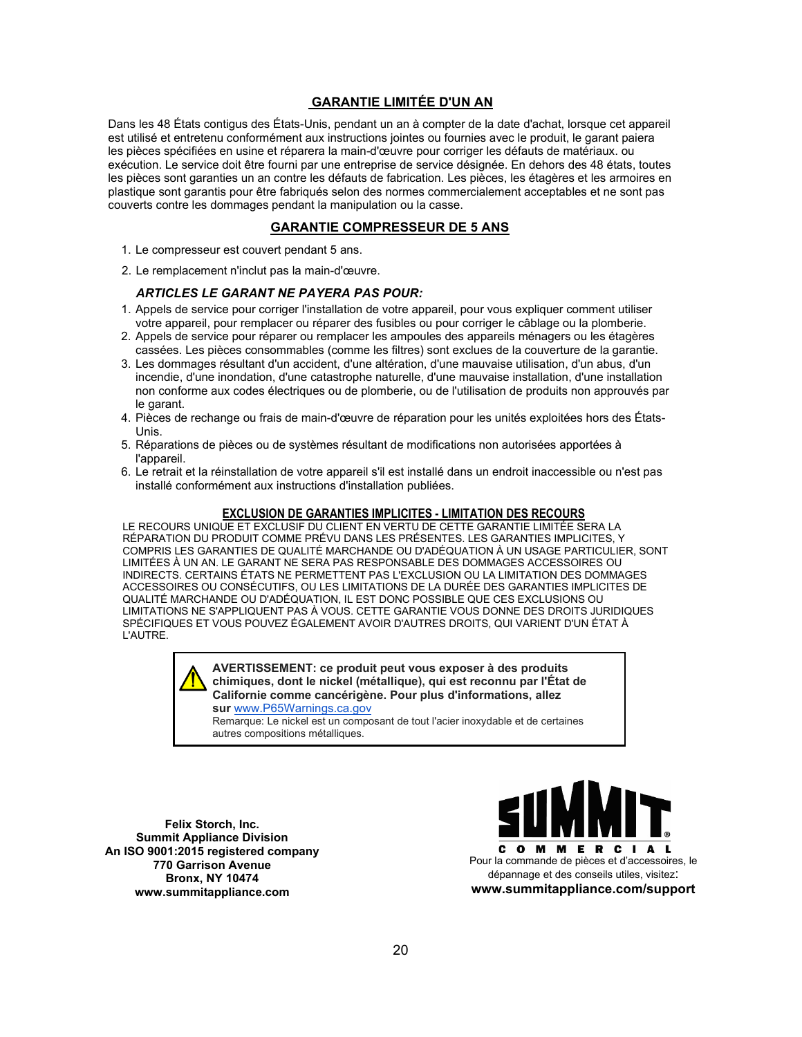## GARANTIE LIMITÉE D'UN AN

Dans les 48 États contigus des États-Unis, pendant un an à compter de la date d'achat, lorsque cet appareil est utilisé et entretenu conformément aux instructions jointes ou fournies avec le produit, le garant paiera les pièces spécifiées en usine et réparera la main-d'œuvre pour corriger les défauts de matériaux. ou exécution. Le service doit être fourni par une entreprise de service désignée. En dehors des 48 états, toutes les pièces sont garanties un an contre les défauts de fabrication. Les pièces, les étagères et les armoires en plastique sont garantis pour être fabriqués selon des normes commercialement acceptables et ne sont pas couverts contre les dommages pendant la manipulation ou la casse.

## GARANTIE COMPRESSEUR DE 5 ANS

1. Le compresseur est couvert pendant 5 ans.
2. Le remplacement n'inclut pas la main-d'œuvre.

***ARTICLES LE GARANT NE PAYERA PAS POUR:***

1. Appels de service pour corriger l'installation de votre appareil, pour vous expliquer comment utiliser votre appareil, pour remplacer ou réparer des fusibles ou pour corriger le câblage ou la plomberie.
2. Appels de service pour réparer ou remplacer les ampoules des appareils ménagers ou les étagères cassées. Les pièces consommables (comme les filtres) sont exclues de la couverture de la garantie.
3. Les dommages résultant d'un accident, d'une altération, d'une mauvaise utilisation, d'un abus, d'un incendie, d'une inondation, d'une catastrophe naturelle, d'une mauvaise installation, d'une installation non conforme aux codes électriques ou de plomberie, ou de l'utilisation de produits non approuvés par le garant.
4. Pièces de rechange ou frais de main-d'œuvre de réparation pour les unités exploitées hors des États-Unis.
5. Réparations de pièces ou de systèmes résultant de modifications non autorisées apportées à l'appareil.
6. Le retrait et la réinstallation de votre appareil s'il est installé dans un endroit inaccessible ou n'est pas installé conformément aux instructions d'installation publiées.

### EXCLUSION DE GARANTIES IMPLICITES - LIMITATION DES RECOURS

LE RECOURS UNIQUE ET EXCLUSIF DU CLIENT EN VERTU DE CETTE GARANTIE LIMITÉE SERA LA RÉPARATION DU PRODUIT COMME PRÉVU DANS LES PRÉSENTES. LES GARANTIES IMPLICITES, Y COMPRIS LES GARANTIES DE QUALITÉ MARCHANDE OU D'ADÉQUATION À UN USAGE PARTICULIER, SONT LIMITÉES À UN AN. LE GARANT NE SERA PAS RESPONSABLE DES DOMMAGES ACCESSOIRES OU INDIRECTS. CERTAINS ÉTATS NE PERMETTENT PAS L'EXCLUSION OU LA LIMITATION DES DOMMAGES ACCESSOIRES OU CONSÉCUTIFS, OU LES LIMITATIONS DE LA DURÉE DES GARANTIES IMPLICITES DE QUALITÉ MARCHANDE OU D'ADÉQUATION, IL EST DONC POSSIBLE QUE CES EXCLUSIONS OU LIMITATIONS NE S'APPLIQUENT PAS À VOUS. CETTE GARANTIE VOUS DONNE DES DROITS JURIDIQUES SPÉCIFIQUES ET VOUS POUVEZ ÉGALEMENT AVOIR D'AUTRES DROITS, QUI VARIENT D'UN ÉTAT À L'AUTRE.

**AVERTISSEMENT: ce produit peut vous exposer à des produits chimiques, dont le nickel (métallique), qui est reconnu par l'État de Californie comme cancérigène. Pour plus d'informations, allez sur** www.P65Warnings.ca.gov

Remarque: Le nickel est un composant de tout l'acier inoxydable et de certaines autres compositions métalliques.

**Felix Storch, Inc.**
**Summit Appliance Division**
**An ISO 9001:2015 registered company**
**770 Garrison Avenue**
**Bronx, NY 10474**
**www.summitappliance.com**

SUMMIT® COMMERCIAL

Pour la commande de pièces et d'accessoires, le dépannage et des conseils utiles, visitez:
**www.summitappliance.com/support**